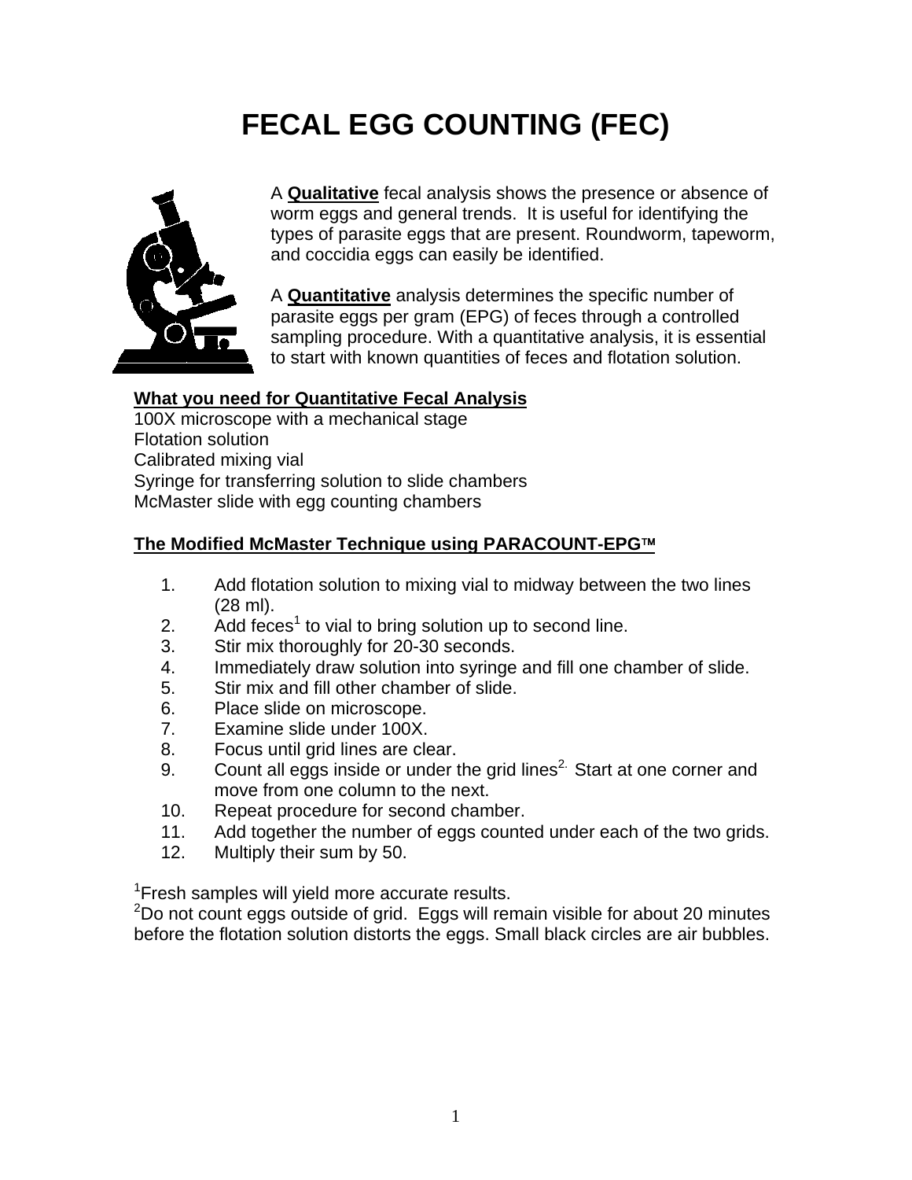# FECAL EGG COUNTING (FEC)

A **Qualitative** fecal analysis shows the presence or absence of worm eggs and general trends. It is useful for identifying the types of parasite eggs that are present. Roundworm, tapeworm, and coccidia eggs can easily be identified.

A **Quantitative** analysis determines the specific number of parasite eggs per gram (EPG) of feces through a controlled sampling procedure. With a quantitative analysis, it is essential to start with known quantities of feces and flotation solution.

**What you need for Quantitative Fecal Analysis**

100X microscope with a mechanical stage
Flotation solution
Calibrated mixing vial
Syringe for transferring solution to slide chambers
McMaster slide with egg counting chambers

**The Modified McMaster Technique using PARACOUNT-EPG™**

1. Add flotation solution to mixing vial to midway between the two lines (28 ml).
2. Add feces[1] to vial to bring solution up to second line.
3. Stir mix thoroughly for 20-30 seconds.
4. Immediately draw solution into syringe and fill one chamber of slide.
5. Stir mix and fill other chamber of slide.
6. Place slide on microscope.
7. Examine slide under 100X.
8. Focus until grid lines are clear.
9. Count all eggs inside or under the grid lines[2]. Start at one corner and move from one column to the next.
10. Repeat procedure for second chamber.
11. Add together the number of eggs counted under each of the two grids.
12. Multiply their sum by 50.

[1]Fresh samples will yield more accurate results.
[2]Do not count eggs outside of grid. Eggs will remain visible for about 20 minutes before the flotation solution distorts the eggs. Small black circles are air bubbles.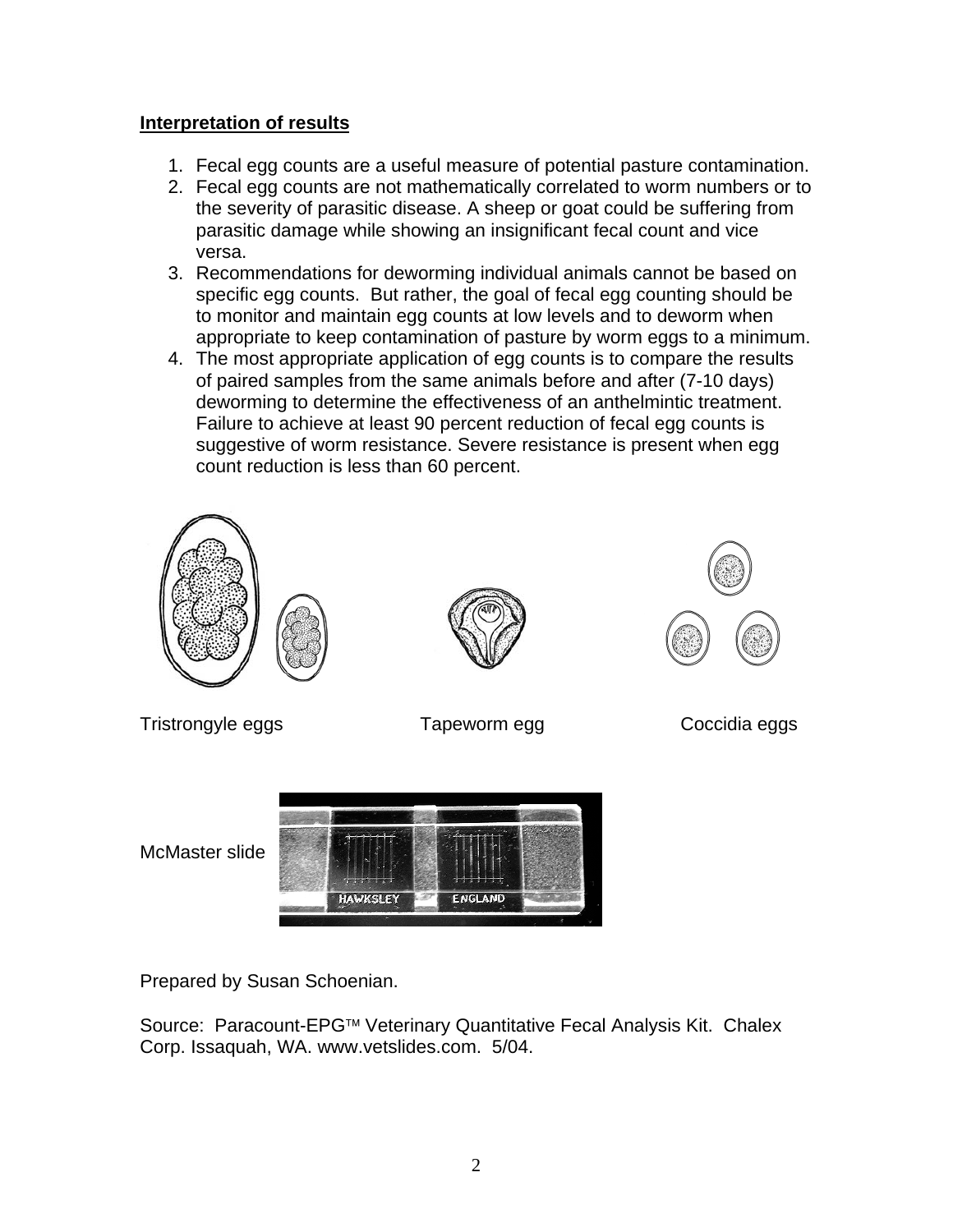**Interpretation of results**

1. Fecal egg counts are a useful measure of potential pasture contamination.
2. Fecal egg counts are not mathematically correlated to worm numbers or to the severity of parasitic disease. A sheep or goat could be suffering from parasitic damage while showing an insignificant fecal count and vice versa.
3. Recommendations for deworming individual animals cannot be based on specific egg counts. But rather, the goal of fecal egg counting should be to monitor and maintain egg counts at low levels and to deworm when appropriate to keep contamination of pasture by worm eggs to a minimum.
4. The most appropriate application of egg counts is to compare the results of paired samples from the same animals before and after (7-10 days) deworming to determine the effectiveness of an anthelmintic treatment. Failure to achieve at least 90 percent reduction of fecal egg counts is suggestive of worm resistance. Severe resistance is present when egg count reduction is less than 60 percent.

Tristrongyle eggs

Tapeworm egg

Coccidia eggs

McMaster slide

HAWKSLEY ENGLAND

Prepared by Susan Schoenian.

Source: Paracount-EPG™ Veterinary Quantitative Fecal Analysis Kit. Chalex Corp. Issaquah, WA. www.vetslides.com. 5/04.